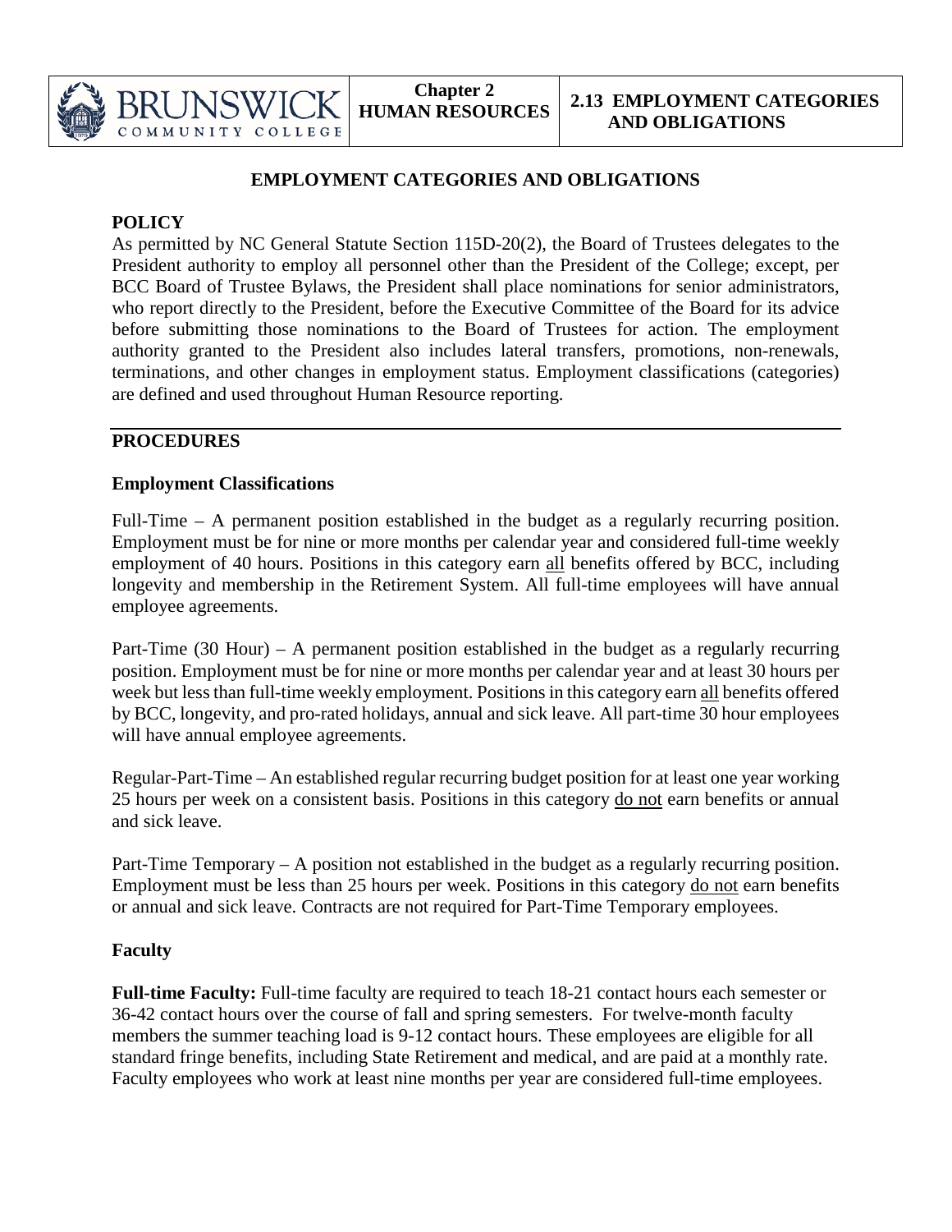# EMPLOYMENT CATEGORIES AND OBLIGATIONS

## POLICY

As permitted by NC General Statute Section 115D-20(2), the Board of Trustees delegates to the President authority to employ all personnel other than the President of the College; except, per BCC Board of Trustee Bylaws, the President shall place nominations for senior administrators, who report directly to the President, before the Executive Committee of the Board for its advice before submitting those nominations to the Board of Trustees for action. The employment authority granted to the President also includes lateral transfers, promotions, non-renewals, terminations, and other changes in employment status. Employment classifications (categories) are defined and used throughout Human Resource reporting.

## PROCEDURES

### Employment Classifications

Full-Time – A permanent position established in the budget as a regularly recurring position. Employment must be for nine or more months per calendar year and considered full-time weekly employment of 40 hours. Positions in this category earn <u>all</u> benefits offered by BCC, including longevity and membership in the Retirement System. All full-time employees will have annual employee agreements.

Part-Time (30 Hour) – A permanent position established in the budget as a regularly recurring position. Employment must be for nine or more months per calendar year and at least 30 hours per week but less than full-time weekly employment. Positions in this category earn <u>all</u> benefits offered by BCC, longevity, and pro-rated holidays, annual and sick leave. All part-time 30 hour employees will have annual employee agreements.

Regular-Part-Time – An established regular recurring budget position for at least one year working 25 hours per week on a consistent basis. Positions in this category <u>do not</u> earn benefits or annual and sick leave.

Part-Time Temporary – A position not established in the budget as a regularly recurring position. Employment must be less than 25 hours per week. Positions in this category <u>do not</u> earn benefits or annual and sick leave. Contracts are not required for Part-Time Temporary employees.

### Faculty

**Full-time Faculty:** Full-time faculty are required to teach 18-21 contact hours each semester or 36-42 contact hours over the course of fall and spring semesters. For twelve-month faculty members the summer teaching load is 9-12 contact hours. These employees are eligible for all standard fringe benefits, including State Retirement and medical, and are paid at a monthly rate. Faculty employees who work at least nine months per year are considered full-time employees.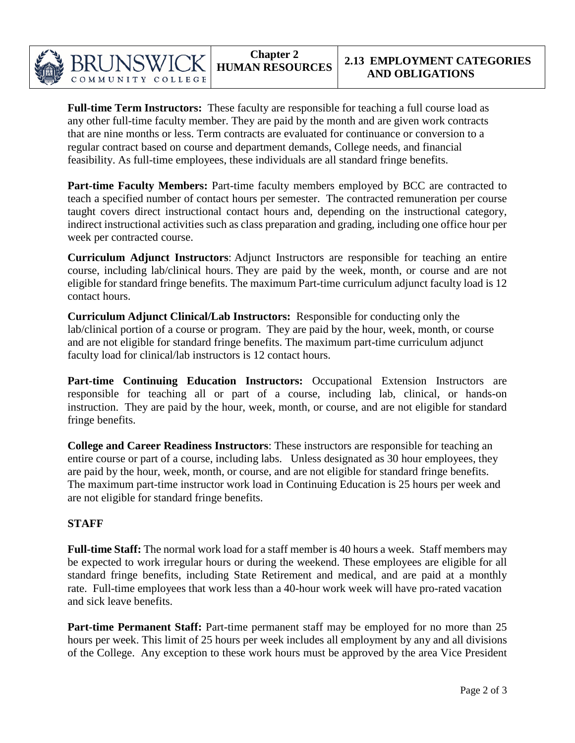**Full-time Term Instructors:** These faculty are responsible for teaching a full course load as any other full-time faculty member. They are paid by the month and are given work contracts that are nine months or less. Term contracts are evaluated for continuance or conversion to a regular contract based on course and department demands, College needs, and financial feasibility. As full-time employees, these individuals are all standard fringe benefits.

**Part-time Faculty Members:** Part-time faculty members employed by BCC are contracted to teach a specified number of contact hours per semester. The contracted remuneration per course taught covers direct instructional contact hours and, depending on the instructional category, indirect instructional activities such as class preparation and grading, including one office hour per week per contracted course.

**Curriculum Adjunct Instructors**: Adjunct Instructors are responsible for teaching an entire course, including lab/clinical hours. They are paid by the week, month, or course and are not eligible for standard fringe benefits. The maximum Part-time curriculum adjunct faculty load is 12 contact hours.

**Curriculum Adjunct Clinical/Lab Instructors:** Responsible for conducting only the lab/clinical portion of a course or program. They are paid by the hour, week, month, or course and are not eligible for standard fringe benefits. The maximum part-time curriculum adjunct faculty load for clinical/lab instructors is 12 contact hours.

**Part-time Continuing Education Instructors:** Occupational Extension Instructors are responsible for teaching all or part of a course, including lab, clinical, or hands-on instruction. They are paid by the hour, week, month, or course, and are not eligible for standard fringe benefits.

**College and Career Readiness Instructors**: These instructors are responsible for teaching an entire course or part of a course, including labs. Unless designated as 30 hour employees, they are paid by the hour, week, month, or course, and are not eligible for standard fringe benefits. The maximum part-time instructor work load in Continuing Education is 25 hours per week and are not eligible for standard fringe benefits.

## STAFF

**Full-time Staff:** The normal work load for a staff member is 40 hours a week. Staff members may be expected to work irregular hours or during the weekend. These employees are eligible for all standard fringe benefits, including State Retirement and medical, and are paid at a monthly rate. Full-time employees that work less than a 40-hour work week will have pro-rated vacation and sick leave benefits.

**Part-time Permanent Staff:** Part-time permanent staff may be employed for no more than 25 hours per week. This limit of 25 hours per week includes all employment by any and all divisions of the College. Any exception to these work hours must be approved by the area Vice President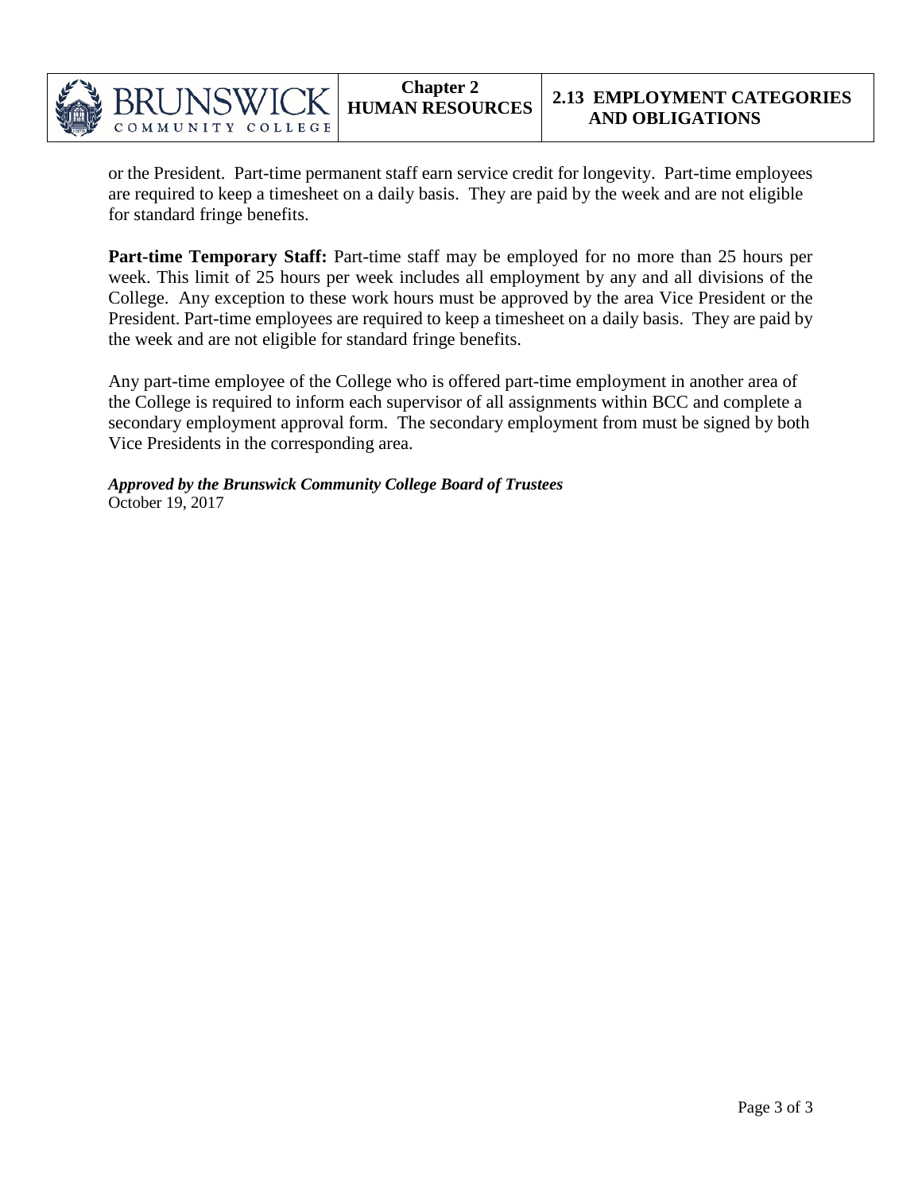or the President. Part-time permanent staff earn service credit for longevity. Part-time employees are required to keep a timesheet on a daily basis. They are paid by the week and are not eligible for standard fringe benefits.

**Part-time Temporary Staff:** Part-time staff may be employed for no more than 25 hours per week. This limit of 25 hours per week includes all employment by any and all divisions of the College. Any exception to these work hours must be approved by the area Vice President or the President. Part-time employees are required to keep a timesheet on a daily basis. They are paid by the week and are not eligible for standard fringe benefits.

Any part-time employee of the College who is offered part-time employment in another area of the College is required to inform each supervisor of all assignments within BCC and complete a secondary employment approval form. The secondary employment from must be signed by both Vice Presidents in the corresponding area.

***Approved by the Brunswick Community College Board of Trustees***
October 19, 2017